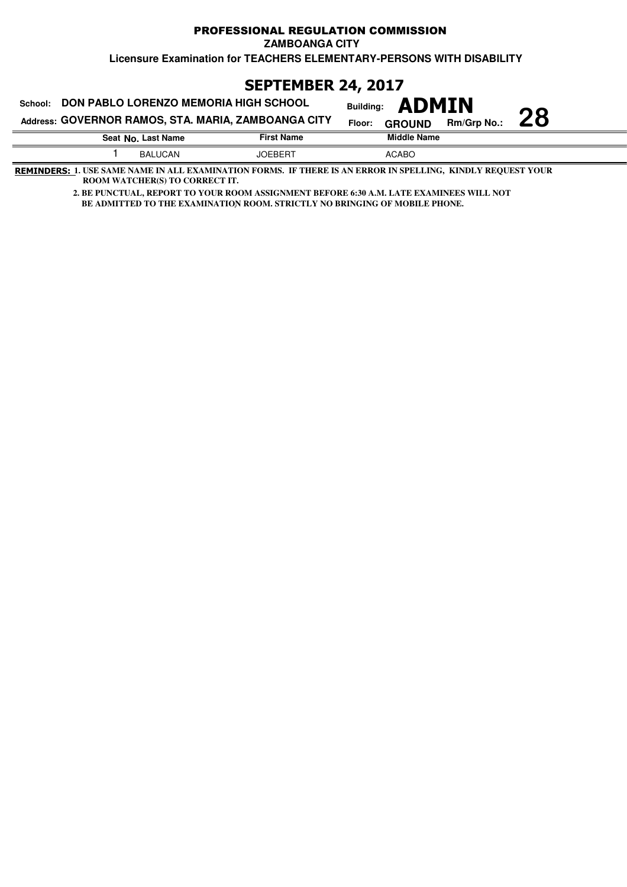# PROFESSIONAL REGULATION COMMISSION

**ZAMBOANGA CITY**

**Licensure Examination for TEACHERS ELEMENTARY-PERSONS WITH DISABILITY**

## SEPTEMBER 24, 2017

**School: DON PABLO LORENZO MEMORIA HIGH SCHOOL**

**Address: GOVERNOR RAMOS, STA. MARIA, ZAMBOANGA CITY**

**Building: ADMIN**

**Floor: GROUND**

**Rm/Grp No.: 28**

| Seat No. | Last Name | First Name | Middle Name |
|---|---|---|---|
| 1 | BALUCAN | JOEBERT | ACABO |

**REMINDERS:** 1. USE SAME NAME IN ALL EXAMINATION FORMS. IF THERE IS AN ERROR IN SPELLING, KINDLY REQUEST YOUR ROOM WATCHER(S) TO CORRECT IT.

2. BE PUNCTUAL, REPORT TO YOUR ROOM ASSIGNMENT BEFORE 6:30 A.M. LATE EXAMINEES WILL NOT BE ADMITTED TO THE EXAMINATION ROOM. STRICTLY NO BRINGING OF MOBILE PHONE.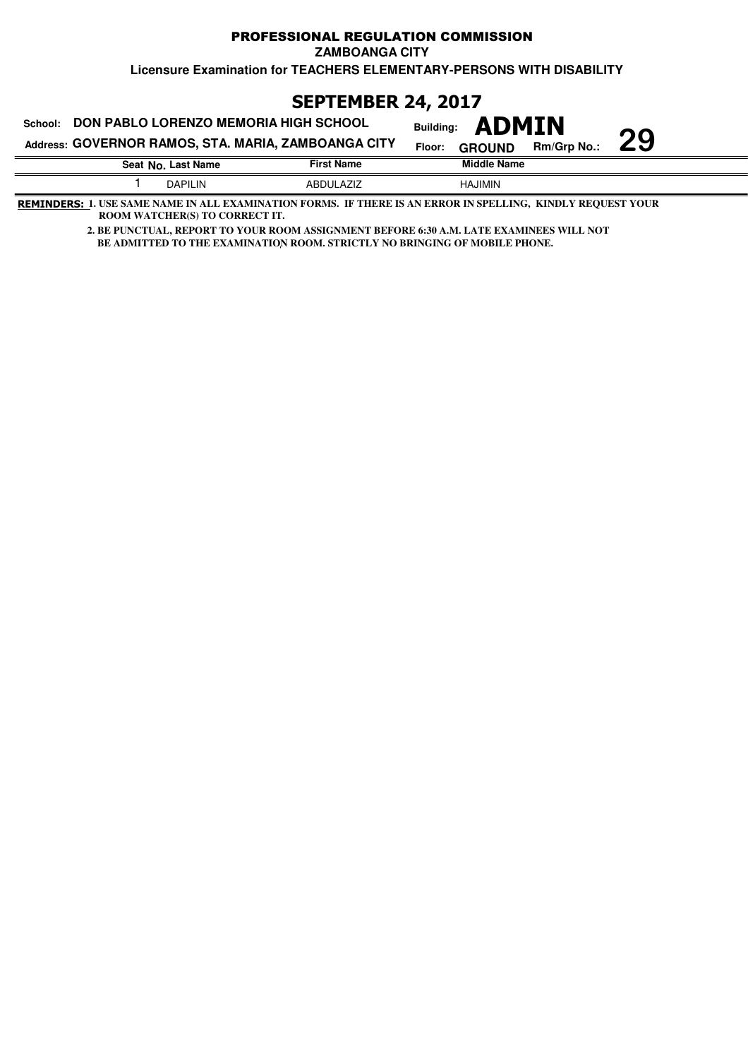# PROFESSIONAL REGULATION COMMISSION

**ZAMBOANGA CITY**

**Licensure Examination for TEACHERS ELEMENTARY-PERSONS WITH DISABILITY**

## SEPTEMBER 24, 2017

**School: DON PABLO LORENZO MEMORIA HIGH SCHOOL**

**Address: GOVERNOR RAMOS, STA. MARIA, ZAMBOANGA CITY**

**Building: ADMIN**

**Floor: GROUND**

**Rm/Grp No.: 29**

| Seat No. | Last Name | First Name | Middle Name |
|---|---|---|---|
| 1 | DAPILIN | ABDULAZIZ | HAJIMIN |

**REMINDERS:** **1. USE SAME NAME IN ALL EXAMINATION FORMS. IF THERE IS AN ERROR IN SPELLING, KINDLY REQUEST YOUR ROOM WATCHER(S) TO CORRECT IT.**

**2. BE PUNCTUAL, REPORT TO YOUR ROOM ASSIGNMENT BEFORE 6:30 A.M. LATE EXAMINEES WILL NOT BE ADMITTED TO THE EXAMINATION ROOM. STRICTLY NO BRINGING OF MOBILE PHONE.**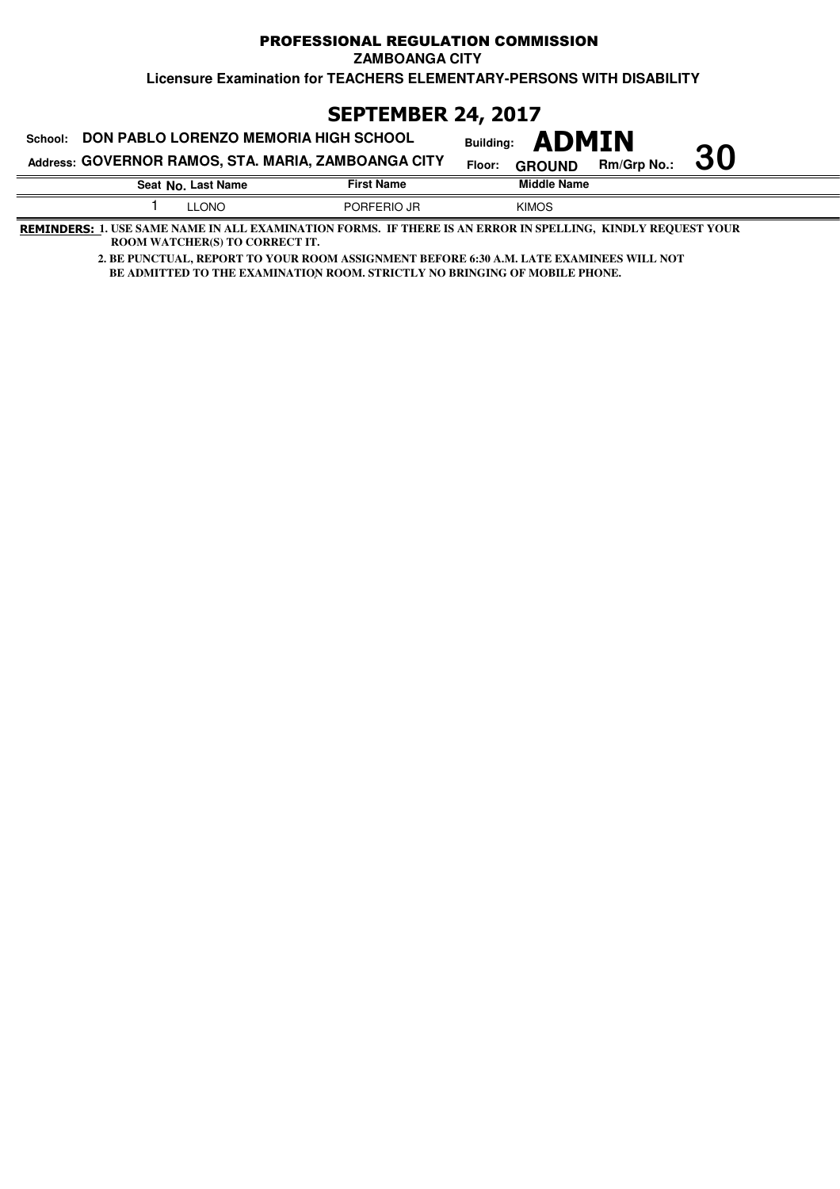# PROFESSIONAL REGULATION COMMISSION

**ZAMBOANGA CITY**

**Licensure Examination for TEACHERS ELEMENTARY-PERSONS WITH DISABILITY**

## SEPTEMBER 24, 2017

**School: DON PABLO LORENZO MEMORIA HIGH SCHOOL**

**Address: GOVERNOR RAMOS, STA. MARIA, ZAMBOANGA CITY**

**Building: ADMIN**

**Floor: GROUND**

**Rm/Grp No.: 30**

| Seat No. | Last Name | First Name | Middle Name |
|---|---|---|---|
| 1 | LLONO | PORFERIO JR | KIMOS |

**REMINDERS: 1. USE SAME NAME IN ALL EXAMINATION FORMS. IF THERE IS AN ERROR IN SPELLING, KINDLY REQUEST YOUR ROOM WATCHER(S) TO CORRECT IT.**

**2. BE PUNCTUAL, REPORT TO YOUR ROOM ASSIGNMENT BEFORE 6:30 A.M. LATE EXAMINEES WILL NOT BE ADMITTED TO THE EXAMINATION ROOM. STRICTLY NO BRINGING OF MOBILE PHONE.**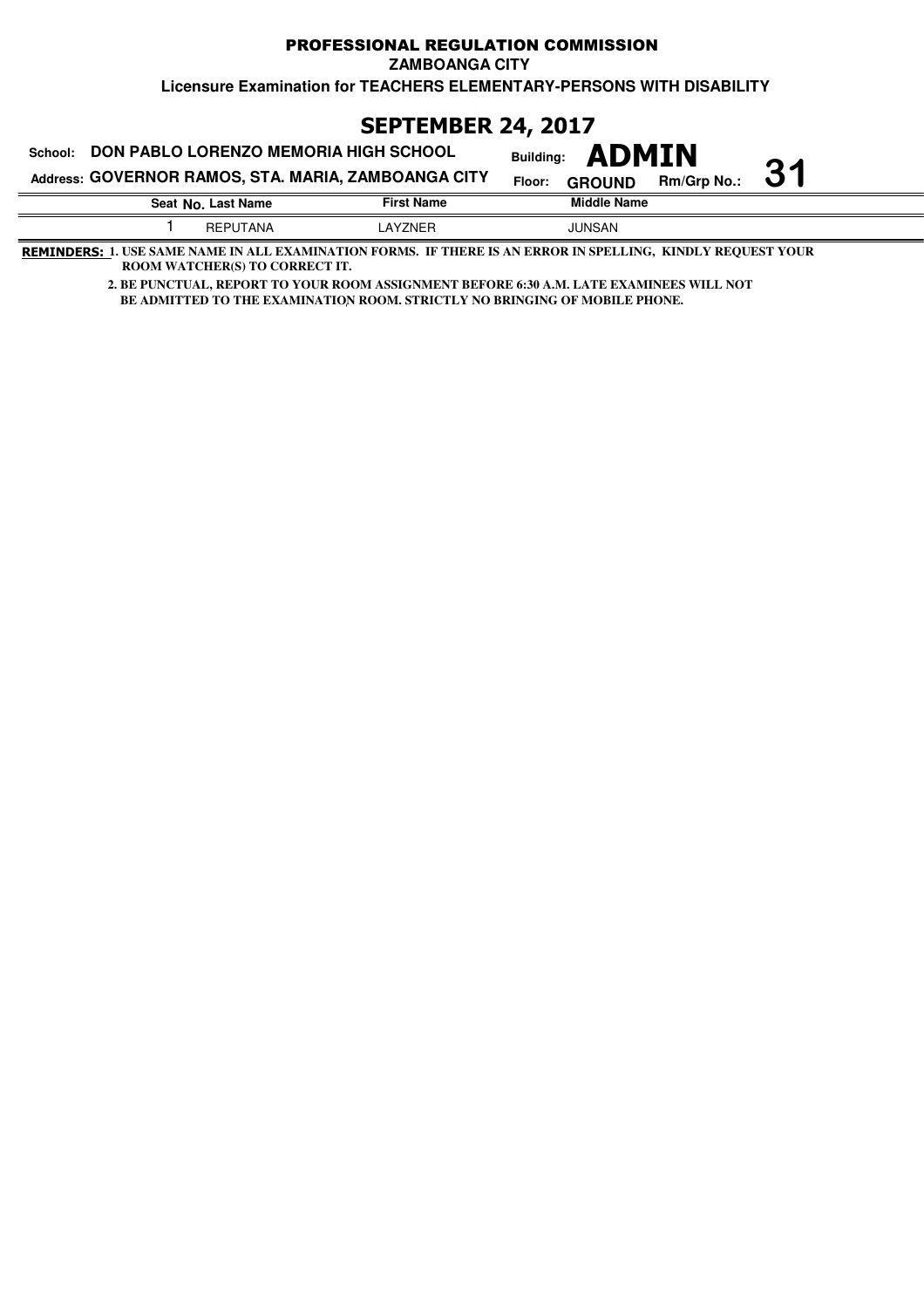PROFESSIONAL REGULATION COMMISSION

**ZAMBOANGA CITY**

**Licensure Examination for TEACHERS ELEMENTARY-PERSONS WITH DISABILITY**

## SEPTEMBER 24, 2017

**School: DON PABLO LORENZO MEMORIA HIGH SCHOOL** Building: **ADMIN**

**Address: GOVERNOR RAMOS, STA. MARIA, ZAMBOANGA CITY** Floor: **GROUND** Rm/Grp No.: **31**

| Seat No. | Last Name | First Name | Middle Name |
|---|---|---|---|
| 1 | REPUTANA | LAYZNER | JUNSAN |

**REMINDERS:** 1. USE SAME NAME IN ALL EXAMINATION FORMS. IF THERE IS AN ERROR IN SPELLING, KINDLY REQUEST YOUR ROOM WATCHER(S) TO CORRECT IT.

2. BE PUNCTUAL, REPORT TO YOUR ROOM ASSIGNMENT BEFORE 6:30 A.M. LATE EXAMINEES WILL NOT BE ADMITTED TO THE EXAMINATION ROOM. STRICTLY NO BRINGING OF MOBILE PHONE.